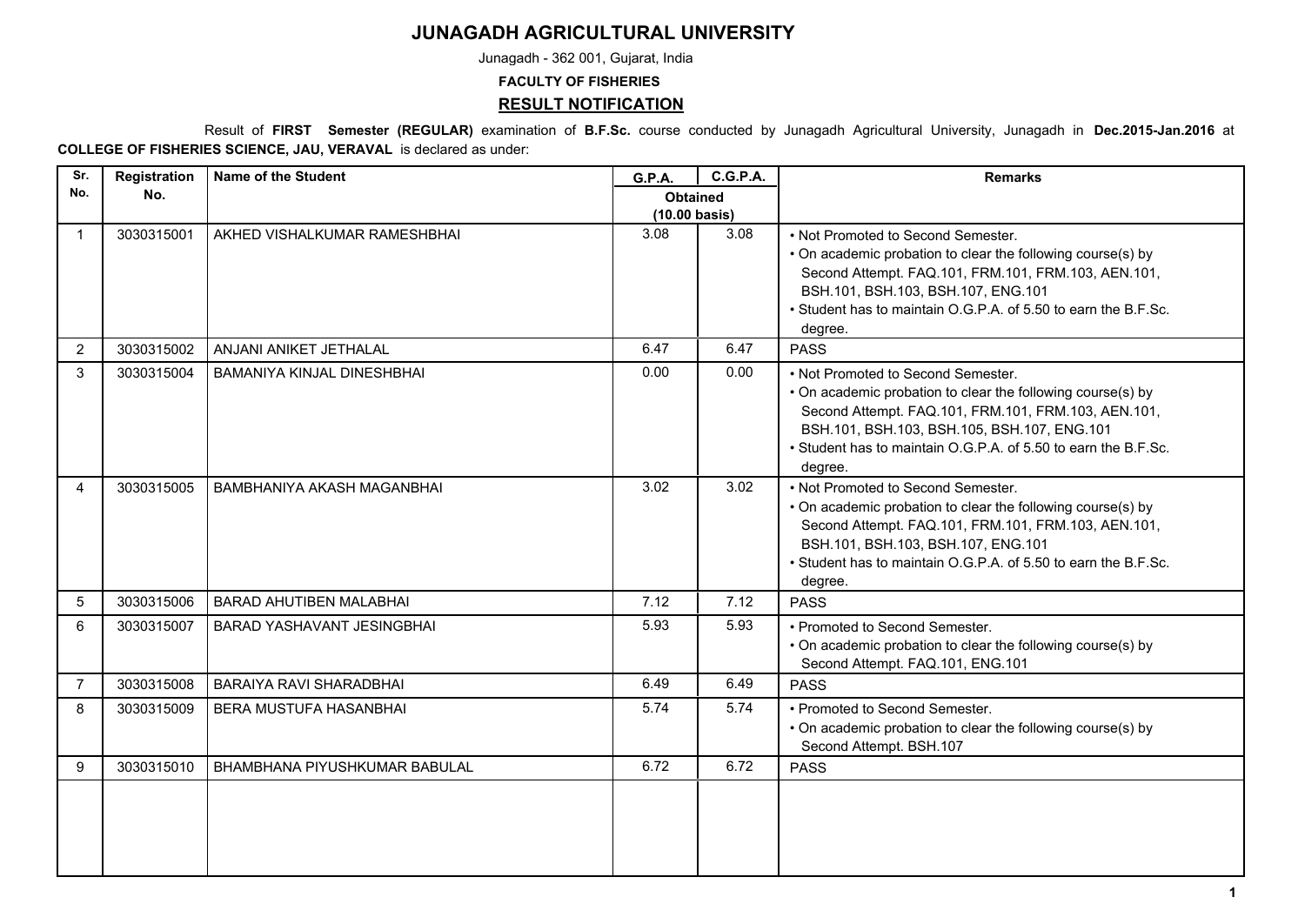# JUNAGADH AGRICULTURAL UNIVERSITY

Junagadh - 362 001, Gujarat, India

**FACULTY OF FISHERIES**

## RESULT NOTIFICATION

Result of **FIRST Semester (REGULAR)** examination of **B.F.Sc.** course conducted by Junagadh Agricultural University, Junagadh in **Dec.2015-Jan.2016** at **COLLEGE OF FISHERIES SCIENCE, JAU, VERAVAL** is declared as under:

| Sr. No. | Registration No. | Name of the Student | G.P.A. | C.G.P.A. | Remarks |
|---|---|---|---|---|---|
| | | | Obtained (10.00 basis) | | |
| 1 | 3030315001 | AKHED VISHALKUMAR RAMESHBHAI | 3.08 | 3.08 | • Not Promoted to Second Semester.<br>• On academic probation to clear the following course(s) by Second Attempt. FAQ.101, FRM.101, FRM.103, AEN.101, BSH.101, BSH.103, BSH.107, ENG.101<br>• Student has to maintain O.G.P.A. of 5.50 to earn the B.F.Sc. degree. |
| 2 | 3030315002 | ANJANI ANIKET JETHALAL | 6.47 | 6.47 | PASS |
| 3 | 3030315004 | BAMANIYA KINJAL DINESHBHAI | 0.00 | 0.00 | • Not Promoted to Second Semester.<br>• On academic probation to clear the following course(s) by Second Attempt. FAQ.101, FRM.101, FRM.103, AEN.101, BSH.101, BSH.103, BSH.105, BSH.107, ENG.101<br>• Student has to maintain O.G.P.A. of 5.50 to earn the B.F.Sc. degree. |
| 4 | 3030315005 | BAMBHANIYA AKASH MAGANBHAI | 3.02 | 3.02 | • Not Promoted to Second Semester.<br>• On academic probation to clear the following course(s) by Second Attempt. FAQ.101, FRM.101, FRM.103, AEN.101, BSH.101, BSH.103, BSH.107, ENG.101<br>• Student has to maintain O.G.P.A. of 5.50 to earn the B.F.Sc. degree. |
| 5 | 3030315006 | BARAD AHUTIBEN MALABHAI | 7.12 | 7.12 | PASS |
| 6 | 3030315007 | BARAD YASHAVANT JESINGBHAI | 5.93 | 5.93 | • Promoted to Second Semester.<br>• On academic probation to clear the following course(s) by Second Attempt. FAQ.101, ENG.101 |
| 7 | 3030315008 | BARAIYA RAVI SHARADBHAI | 6.49 | 6.49 | PASS |
| 8 | 3030315009 | BERA MUSTUFA HASANBHAI | 5.74 | 5.74 | • Promoted to Second Semester.<br>• On academic probation to clear the following course(s) by Second Attempt. BSH.107 |
| 9 | 3030315010 | BHAMBHANA PIYUSHKUMAR BABULAL | 6.72 | 6.72 | PASS |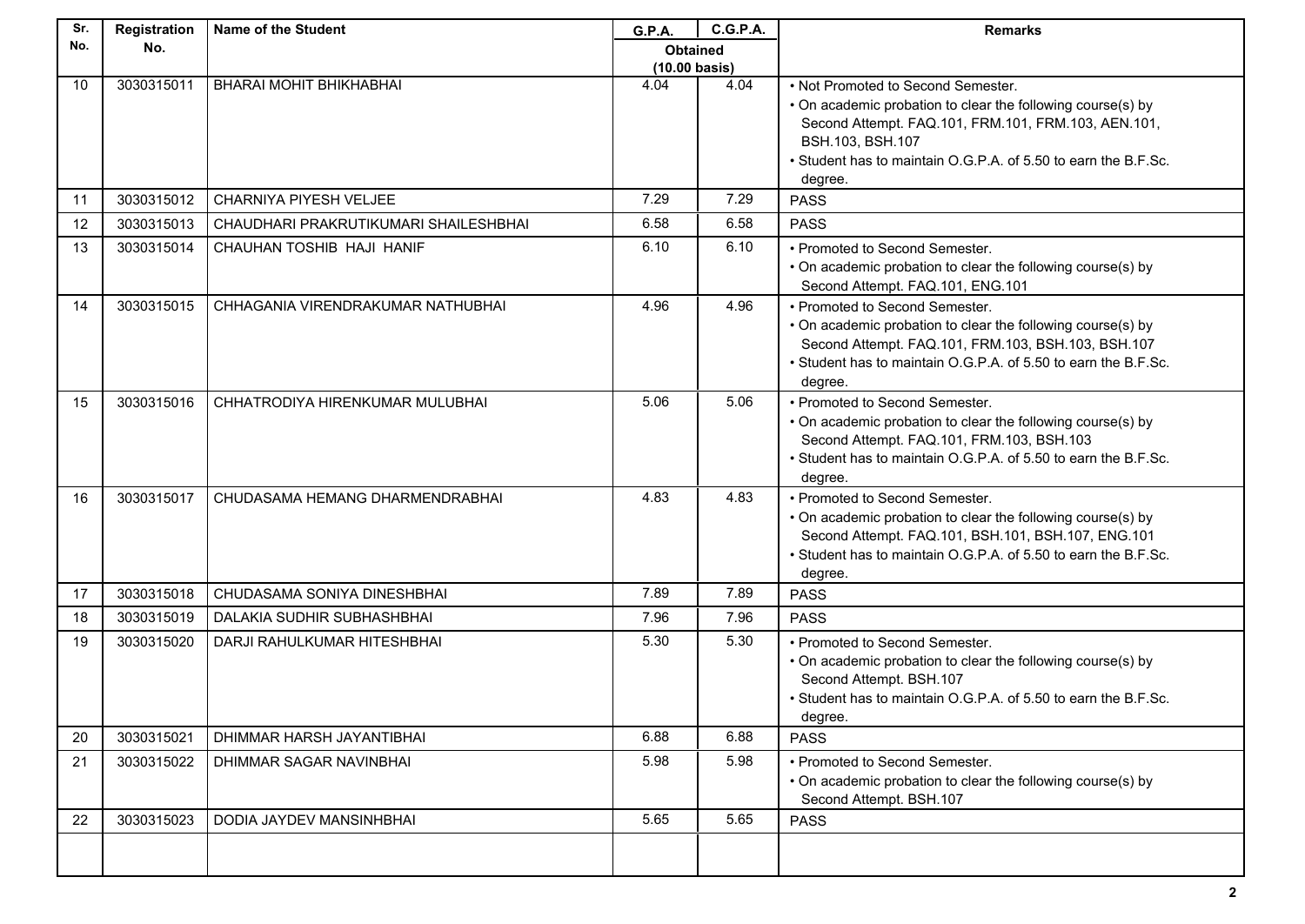| Sr. No. | Registration No. | Name of the Student | G.P.A. | C.G.P.A. | Remarks |
|---|---|---|---|---|---|
| | | | Obtained (10.00 basis) | | |
| 10 | 3030315011 | BHARAI MOHIT BHIKHABHAI | 4.04 | 4.04 | • Not Promoted to Second Semester. • On academic probation to clear the following course(s) by Second Attempt. FAQ.101, FRM.101, FRM.103, AEN.101, BSH.103, BSH.107 • Student has to maintain O.G.P.A. of 5.50 to earn the B.F.Sc. degree. |
| 11 | 3030315012 | CHARNIYA PIYESH VELJEE | 7.29 | 7.29 | PASS |
| 12 | 3030315013 | CHAUDHARI PRAKRUTIKUMARI SHAILESHBHAI | 6.58 | 6.58 | PASS |
| 13 | 3030315014 | CHAUHAN TOSHIB HAJI HANIF | 6.10 | 6.10 | • Promoted to Second Semester. • On academic probation to clear the following course(s) by Second Attempt. FAQ.101, ENG.101 |
| 14 | 3030315015 | CHHAGANIA VIRENDRAKUMAR NATHUBHAI | 4.96 | 4.96 | • Promoted to Second Semester. • On academic probation to clear the following course(s) by Second Attempt. FAQ.101, FRM.103, BSH.103, BSH.107 • Student has to maintain O.G.P.A. of 5.50 to earn the B.F.Sc. degree. |
| 15 | 3030315016 | CHHATRODIYA HIRENKUMAR MULUBHAI | 5.06 | 5.06 | • Promoted to Second Semester. • On academic probation to clear the following course(s) by Second Attempt. FAQ.101, FRM.103, BSH.103 • Student has to maintain O.G.P.A. of 5.50 to earn the B.F.Sc. degree. |
| 16 | 3030315017 | CHUDASAMA HEMANG DHARMENDRABHAI | 4.83 | 4.83 | • Promoted to Second Semester. • On academic probation to clear the following course(s) by Second Attempt. FAQ.101, BSH.101, BSH.107, ENG.101 • Student has to maintain O.G.P.A. of 5.50 to earn the B.F.Sc. degree. |
| 17 | 3030315018 | CHUDASAMA SONIYA DINESHBHAI | 7.89 | 7.89 | PASS |
| 18 | 3030315019 | DALAKIA SUDHIR SUBHASHBHAI | 7.96 | 7.96 | PASS |
| 19 | 3030315020 | DARJI RAHULKUMAR HITESHBHAI | 5.30 | 5.30 | • Promoted to Second Semester. • On academic probation to clear the following course(s) by Second Attempt. BSH.107 • Student has to maintain O.G.P.A. of 5.50 to earn the B.F.Sc. degree. |
| 20 | 3030315021 | DHIMMAR HARSH JAYANTIBHAI | 6.88 | 6.88 | PASS |
| 21 | 3030315022 | DHIMMAR SAGAR NAVINBHAI | 5.98 | 5.98 | • Promoted to Second Semester. • On academic probation to clear the following course(s) by Second Attempt. BSH.107 |
| 22 | 3030315023 | DODIA JAYDEV MANSINHBHAI | 5.65 | 5.65 | PASS |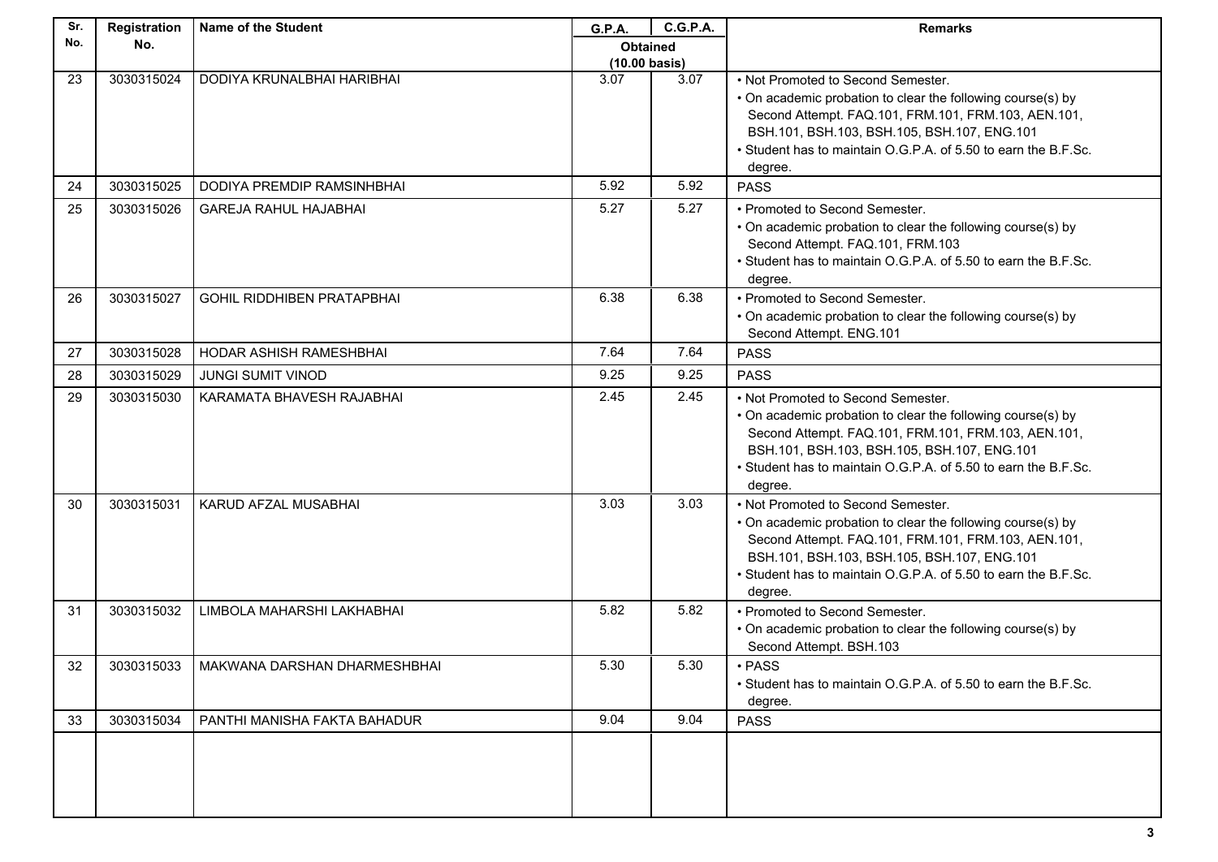| Sr. No. | Registration No. | Name of the Student | G.P.A. | C.G.P.A. | Remarks |
|---|---|---|---|---|---|
| | | | Obtained (10.00 basis) | | |
| 23 | 3030315024 | DODIYA KRUNALBHAI HARIBHAI | 3.07 | 3.07 | • Not Promoted to Second Semester.<br>• On academic probation to clear the following course(s) by Second Attempt. FAQ.101, FRM.101, FRM.103, AEN.101, BSH.101, BSH.103, BSH.105, BSH.107, ENG.101<br>• Student has to maintain O.G.P.A. of 5.50 to earn the B.F.Sc. degree. |
| 24 | 3030315025 | DODIYA PREMDIP RAMSINHBHAI | 5.92 | 5.92 | PASS |
| 25 | 3030315026 | GAREJA RAHUL HAJABHAI | 5.27 | 5.27 | • Promoted to Second Semester.<br>• On academic probation to clear the following course(s) by Second Attempt. FAQ.101, FRM.103<br>• Student has to maintain O.G.P.A. of 5.50 to earn the B.F.Sc. degree. |
| 26 | 3030315027 | GOHIL RIDDHIBEN PRATAPBHAI | 6.38 | 6.38 | • Promoted to Second Semester.<br>• On academic probation to clear the following course(s) by Second Attempt. ENG.101 |
| 27 | 3030315028 | HODAR ASHISH RAMESHBHAI | 7.64 | 7.64 | PASS |
| 28 | 3030315029 | JUNGI SUMIT VINOD | 9.25 | 9.25 | PASS |
| 29 | 3030315030 | KARAMATA BHAVESH RAJABHAI | 2.45 | 2.45 | • Not Promoted to Second Semester.<br>• On academic probation to clear the following course(s) by Second Attempt. FAQ.101, FRM.101, FRM.103, AEN.101, BSH.101, BSH.103, BSH.105, BSH.107, ENG.101<br>• Student has to maintain O.G.P.A. of 5.50 to earn the B.F.Sc. degree. |
| 30 | 3030315031 | KARUD AFZAL MUSABHAI | 3.03 | 3.03 | • Not Promoted to Second Semester.<br>• On academic probation to clear the following course(s) by Second Attempt. FAQ.101, FRM.101, FRM.103, AEN.101, BSH.101, BSH.103, BSH.105, BSH.107, ENG.101<br>• Student has to maintain O.G.P.A. of 5.50 to earn the B.F.Sc. degree. |
| 31 | 3030315032 | LIMBOLA MAHARSHI LAKHABHAI | 5.82 | 5.82 | • Promoted to Second Semester.<br>• On academic probation to clear the following course(s) by Second Attempt. BSH.103 |
| 32 | 3030315033 | MAKWANA DARSHAN DHARMESHBHAI | 5.30 | 5.30 | • PASS<br>• Student has to maintain O.G.P.A. of 5.50 to earn the B.F.Sc. degree. |
| 33 | 3030315034 | PANTHI MANISHA FAKTA BAHADUR | 9.04 | 9.04 | PASS |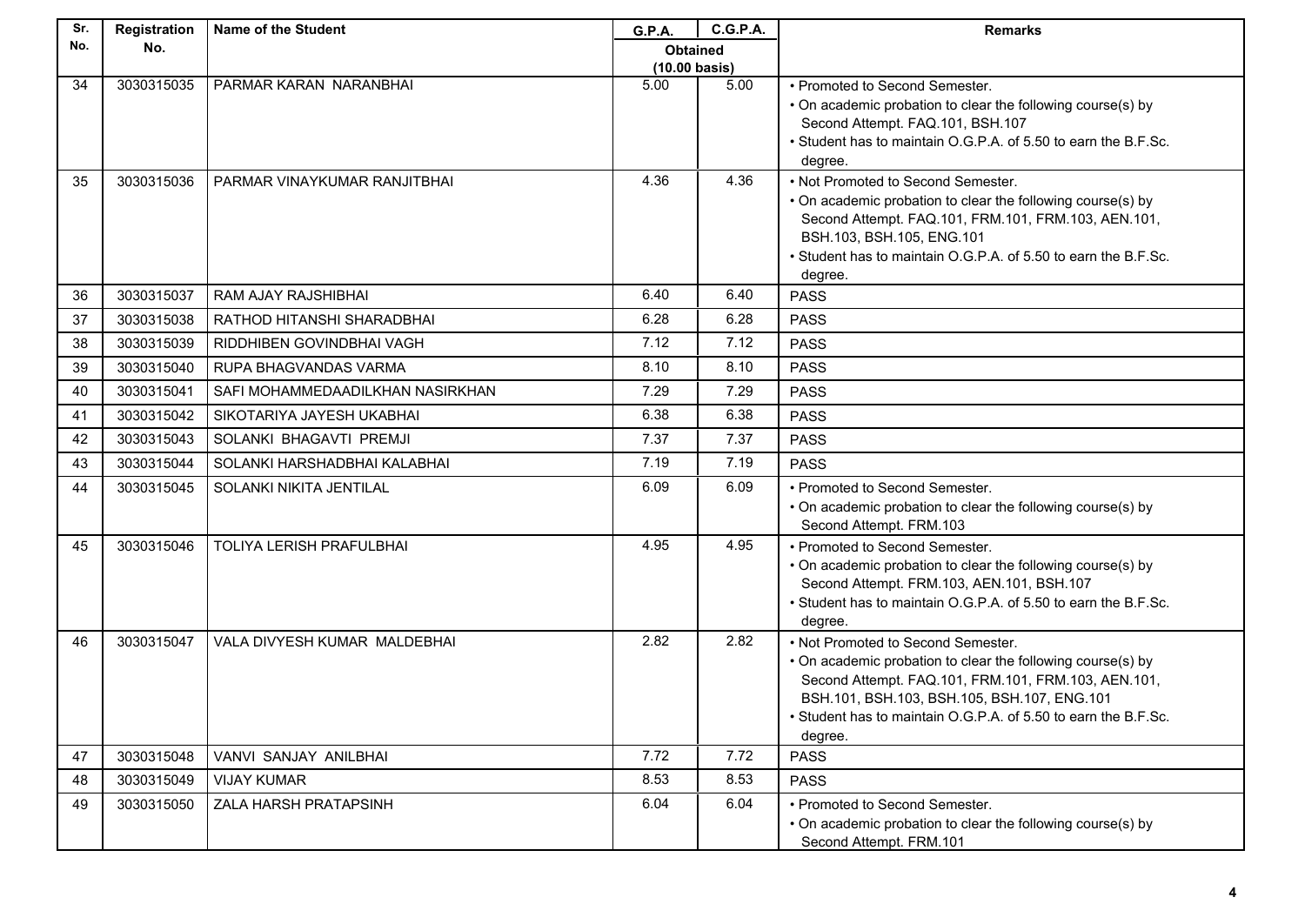| Sr. No. | Registration No. | Name of the Student | G.P.A. | C.G.P.A. | Remarks |
|---|---|---|---|---|---|
| | | | Obtained (10.00 basis) | | |
| 34 | 3030315035 | PARMAR KARAN NARANBHAI | 5.00 | 5.00 | • Promoted to Second Semester. • On academic probation to clear the following course(s) by Second Attempt. FAQ.101, BSH.107 • Student has to maintain O.G.P.A. of 5.50 to earn the B.F.Sc. degree. |
| 35 | 3030315036 | PARMAR VINAYKUMAR RANJITBHAI | 4.36 | 4.36 | • Not Promoted to Second Semester. • On academic probation to clear the following course(s) by Second Attempt. FAQ.101, FRM.101, FRM.103, AEN.101, BSH.103, BSH.105, ENG.101 • Student has to maintain O.G.P.A. of 5.50 to earn the B.F.Sc. degree. |
| 36 | 3030315037 | RAM AJAY RAJSHIBHAI | 6.40 | 6.40 | PASS |
| 37 | 3030315038 | RATHOD HITANSHI SHARADBHAI | 6.28 | 6.28 | PASS |
| 38 | 3030315039 | RIDDHIBEN GOVINDBHAI VAGH | 7.12 | 7.12 | PASS |
| 39 | 3030315040 | RUPA BHAGVANDAS VARMA | 8.10 | 8.10 | PASS |
| 40 | 3030315041 | SAFI MOHAMMEDAADILKHAN NASIRKHAN | 7.29 | 7.29 | PASS |
| 41 | 3030315042 | SIKOTARIYA JAYESH UKABHAI | 6.38 | 6.38 | PASS |
| 42 | 3030315043 | SOLANKI BHAGAVTI PREMJI | 7.37 | 7.37 | PASS |
| 43 | 3030315044 | SOLANKI HARSHADBHAI KALABHAI | 7.19 | 7.19 | PASS |
| 44 | 3030315045 | SOLANKI NIKITA JENTILAL | 6.09 | 6.09 | • Promoted to Second Semester. • On academic probation to clear the following course(s) by Second Attempt. FRM.103 |
| 45 | 3030315046 | TOLIYA LERISH PRAFULBHAI | 4.95 | 4.95 | • Promoted to Second Semester. • On academic probation to clear the following course(s) by Second Attempt. FRM.103, AEN.101, BSH.107 • Student has to maintain O.G.P.A. of 5.50 to earn the B.F.Sc. degree. |
| 46 | 3030315047 | VALA DIVYESH KUMAR MALDEBHAI | 2.82 | 2.82 | • Not Promoted to Second Semester. • On academic probation to clear the following course(s) by Second Attempt. FAQ.101, FRM.101, FRM.103, AEN.101, BSH.101, BSH.103, BSH.105, BSH.107, ENG.101 • Student has to maintain O.G.P.A. of 5.50 to earn the B.F.Sc. degree. |
| 47 | 3030315048 | VANVI SANJAY ANILBHAI | 7.72 | 7.72 | PASS |
| 48 | 3030315049 | VIJAY KUMAR | 8.53 | 8.53 | PASS |
| 49 | 3030315050 | ZALA HARSH PRATAPSINH | 6.04 | 6.04 | • Promoted to Second Semester. • On academic probation to clear the following course(s) by Second Attempt. FRM.101 |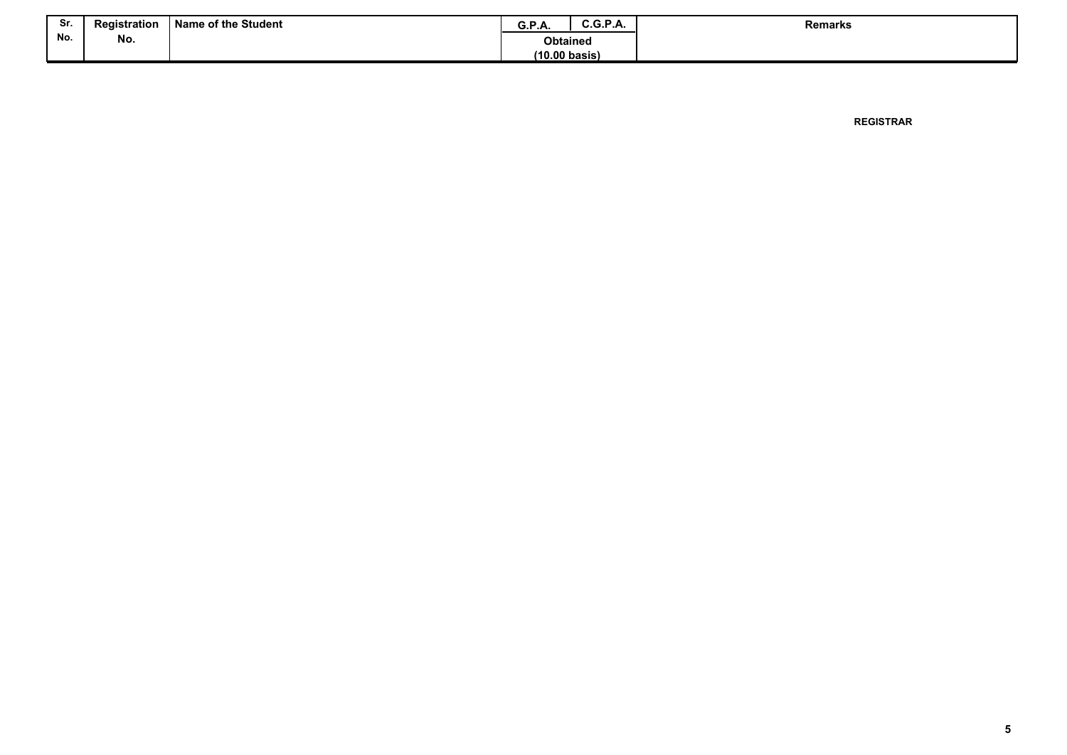| Sr. No. | Registration No. | Name of the Student | G.P.A. | C.G.P.A. | Remarks |
|---|---|---|---|---|---|
| | | | Obtained (10.00 basis) | | |

**REGISTRAR**